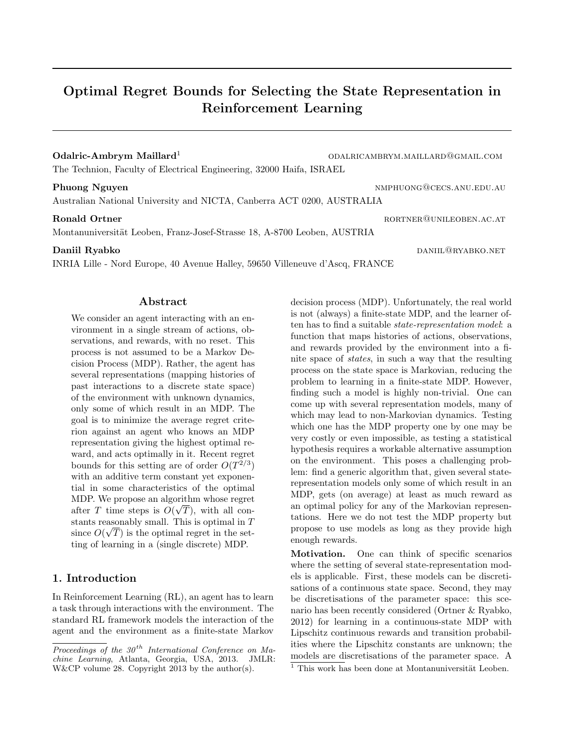# Optimal Regret Bounds for Selecting the State Representation in Reinforcement Learning

**Odalric-Ambrym Maillard**[1] ODALRICAMBRYM.MAILLARD@GMAIL.COM
The Technion, Faculty of Electrical Engineering, 32000 Haifa, ISRAEL

**Phuong Nguyen** NMPHUONG@CECS.ANU.EDU.AU
Australian National University and NICTA, Canberra ACT 0200, AUSTRALIA

**Ronald Ortner** RORTNER@UNILEOBEN.AC.AT
Montanuniversität Leoben, Franz-Josef-Strasse 18, A-8700 Leoben, AUSTRIA

**Daniil Ryabko** DANIIL@RYABKO.NET
INRIA Lille - Nord Europe, 40 Avenue Halley, 59650 Villeneuve d'Ascq, FRANCE

## Abstract

We consider an agent interacting with an environment in a single stream of actions, observations, and rewards, with no reset. This process is not assumed to be a Markov Decision Process (MDP). Rather, the agent has several representations (mapping histories of past interactions to a discrete state space) of the environment with unknown dynamics, only some of which result in an MDP. The goal is to minimize the average regret criterion against an agent who knows an MDP representation giving the highest optimal reward, and acts optimally in it. Recent regret bounds for this setting are of order $O(T^{2/3})$ with an additive term constant yet exponential in some characteristics of the optimal MDP. We propose an algorithm whose regret after $T$ time steps is $O(\sqrt{T})$, with all constants reasonably small. This is optimal in $T$ since $O(\sqrt{T})$ is the optimal regret in the setting of learning in a (single discrete) MDP.

## 1. Introduction

In Reinforcement Learning (RL), an agent has to learn a task through interactions with the environment. The standard RL framework models the interaction of the agent and the environment as a finite-state Markov decision process (MDP). Unfortunately, the real world is not (always) a finite-state MDP, and the learner often has to find a suitable *state-representation model*: a function that maps histories of actions, observations, and rewards provided by the environment into a finite space of *states*, in such a way that the resulting process on the state space is Markovian, reducing the problem to learning in a finite-state MDP. However, finding such a model is highly non-trivial. One can come up with several representation models, many of which may lead to non-Markovian dynamics. Testing which one has the MDP property one by one may be very costly or even impossible, as testing a statistical hypothesis requires a workable alternative assumption on the environment. This poses a challenging problem: find a generic algorithm that, given several state-representation models only some of which result in an MDP, gets (on average) at least as much reward as an optimal policy for any of the Markovian representations. Here we do not test the MDP property but propose to use models as long as they provide high enough rewards.

**Motivation.** One can think of specific scenarios where the setting of several state-representation models is applicable. First, these models can be discretisations of a continuous state space. Second, they may be discretisations of the parameter space: this scenario has been recently considered (Ortner & Ryabko, 2012) for learning in a continuous-state MDP with Lipschitz continuous rewards and transition probabilities where the Lipschitz constants are unknown; the models are discretisations of the parameter space. A

[1] This work has been done at Montanuniversität Leoben.

*Proceedings of the 30th International Conference on Machine Learning*, Atlanta, Georgia, USA, 2013. JMLR: W&CP volume 28. Copyright 2013 by the author(s).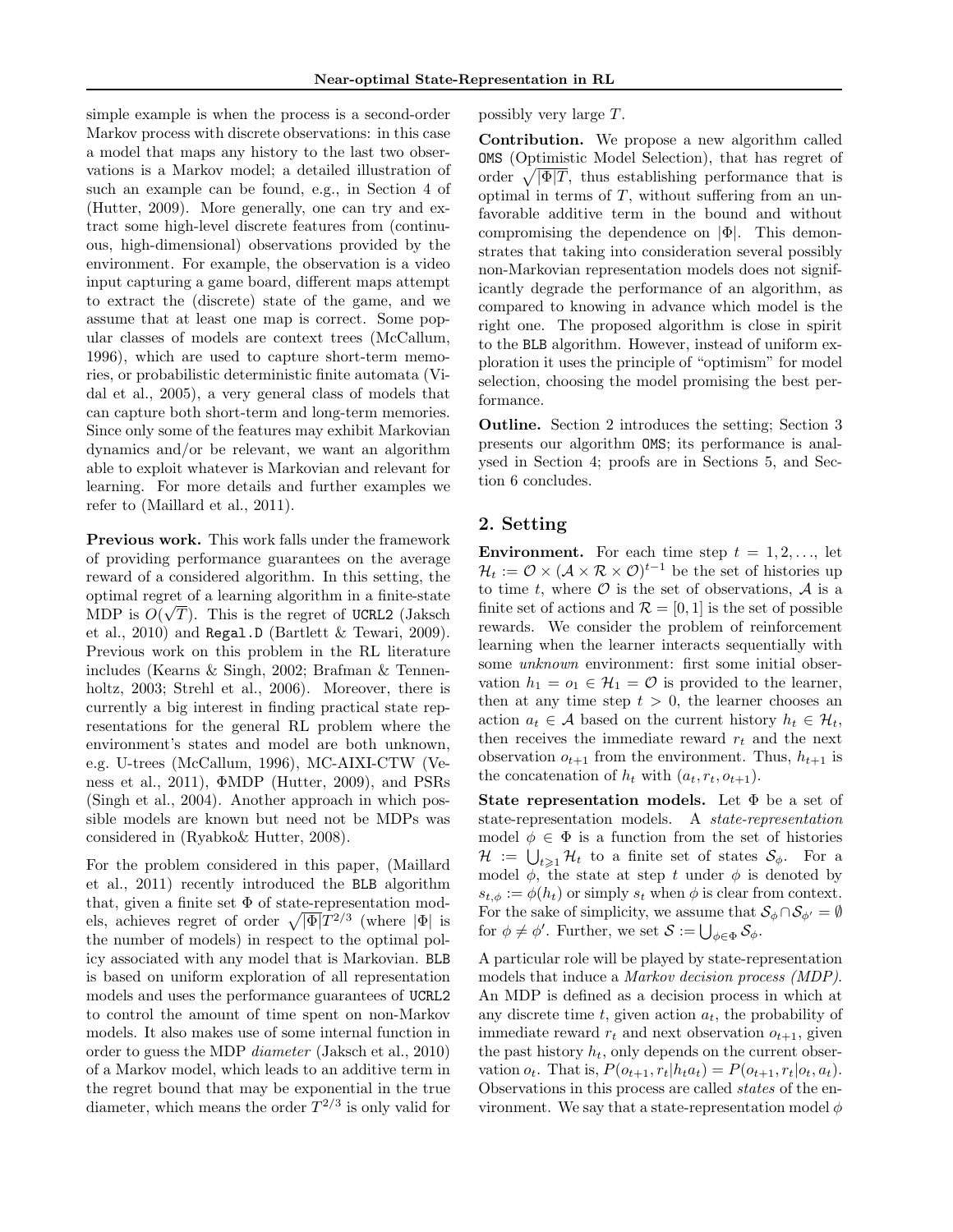simple example is when the process is a second-order Markov process with discrete observations: in this case a model that maps any history to the last two observations is a Markov model; a detailed illustration of such an example can be found, e.g., in Section 4 of (Hutter, 2009). More generally, one can try and extract some high-level discrete features from (continuous, high-dimensional) observations provided by the environment. For example, the observation is a video input capturing a game board, different maps attempt to extract the (discrete) state of the game, and we assume that at least one map is correct. Some popular classes of models are context trees (McCallum, 1996), which are used to capture short-term memories, or probabilistic deterministic finite automata (Vidal et al., 2005), a very general class of models that can capture both short-term and long-term memories. Since only some of the features may exhibit Markovian dynamics and/or be relevant, we want an algorithm able to exploit whatever is Markovian and relevant for learning. For more details and further examples we refer to (Maillard et al., 2011).

**Previous work.** This work falls under the framework of providing performance guarantees on the average reward of a considered algorithm. In this setting, the optimal regret of a learning algorithm in a finite-state MDP is $O(\sqrt{T})$. This is the regret of UCRL2 (Jaksch et al., 2010) and Regal.D (Bartlett & Tewari, 2009). Previous work on this problem in the RL literature includes (Kearns & Singh, 2002; Brafman & Tennenholtz, 2003; Strehl et al., 2006). Moreover, there is currently a big interest in finding practical state representations for the general RL problem where the environment's states and model are both unknown, e.g. U-trees (McCallum, 1996), MC-AIXI-CTW (Veness et al., 2011), ΦMDP (Hutter, 2009), and PSRs (Singh et al., 2004). Another approach in which possible models are known but need not be MDPs was considered in (Ryabko& Hutter, 2008).

For the problem considered in this paper, (Maillard et al., 2011) recently introduced the BLB algorithm that, given a finite set $\Phi$ of state-representation models, achieves regret of order $\sqrt{|\Phi|}T^{2/3}$ (where $|\Phi|$ is the number of models) in respect to the optimal policy associated with any model that is Markovian. BLB is based on uniform exploration of all representation models and uses the performance guarantees of UCRL2 to control the amount of time spent on non-Markov models. It also makes use of some internal function in order to guess the MDP *diameter* (Jaksch et al., 2010) of a Markov model, which leads to an additive term in the regret bound that may be exponential in the true diameter, which means the order $T^{2/3}$ is only valid for possibly very large $T$.

**Contribution.** We propose a new algorithm called OMS (Optimistic Model Selection), that has regret of order $\sqrt{|\Phi|T}$, thus establishing performance that is optimal in terms of $T$, without suffering from an unfavorable additive term in the bound and without compromising the dependence on $|\Phi|$. This demonstrates that taking into consideration several possibly non-Markovian representation models does not significantly degrade the performance of an algorithm, as compared to knowing in advance which model is the right one. The proposed algorithm is close in spirit to the BLB algorithm. However, instead of uniform exploration it uses the principle of "optimism" for model selection, choosing the model promising the best performance.

**Outline.** Section 2 introduces the setting; Section 3 presents our algorithm OMS; its performance is analysed in Section 4; proofs are in Sections 5, and Section 6 concludes.

## 2. Setting

**Environment.** For each time step $t = 1, 2, \ldots$, let $\mathcal{H}_t := \mathcal{O} \times (\mathcal{A} \times \mathcal{R} \times \mathcal{O})^{t-1}$ be the set of histories up to time $t$, where $\mathcal{O}$ is the set of observations, $\mathcal{A}$ is a finite set of actions and $\mathcal{R} = [0, 1]$ is the set of possible rewards. We consider the problem of reinforcement learning when the learner interacts sequentially with some *unknown* environment: first some initial observation $h_1 = o_1 \in \mathcal{H}_1 = \mathcal{O}$ is provided to the learner, then at any time step $t > 0$, the learner chooses an action $a_t \in \mathcal{A}$ based on the current history $h_t \in \mathcal{H}_t$, then receives the immediate reward $r_t$ and the next observation $o_{t+1}$ from the environment. Thus, $h_{t+1}$ is the concatenation of $h_t$ with $(a_t, r_t, o_{t+1})$.

**State representation models.** Let $\Phi$ be a set of state-representation models. A *state-representation* model $\phi \in \Phi$ is a function from the set of histories $\mathcal{H} := \bigcup_{t\geqslant 1} \mathcal{H}_t$ to a finite set of states $\mathcal{S}_\phi$. For a model $\phi$, the state at step $t$ under $\phi$ is denoted by $s_{t,\phi} := \phi(h_t)$ or simply $s_t$ when $\phi$ is clear from context. For the sake of simplicity, we assume that $\mathcal{S}_\phi \cap \mathcal{S}_{\phi'} = \emptyset$ for $\phi \neq \phi'$. Further, we set $\mathcal{S} := \bigcup_{\phi\in\Phi} \mathcal{S}_\phi$.

A particular role will be played by state-representation models that induce a *Markov decision process (MDP)*. An MDP is defined as a decision process in which at any discrete time $t$, given action $a_t$, the probability of immediate reward $r_t$ and next observation $o_{t+1}$, given the past history $h_t$, only depends on the current observation $o_t$. That is, $P(o_{t+1}, r_t|h_t a_t) = P(o_{t+1}, r_t|o_t, a_t)$. Observations in this process are called *states* of the environment. We say that a state-representation model $\phi$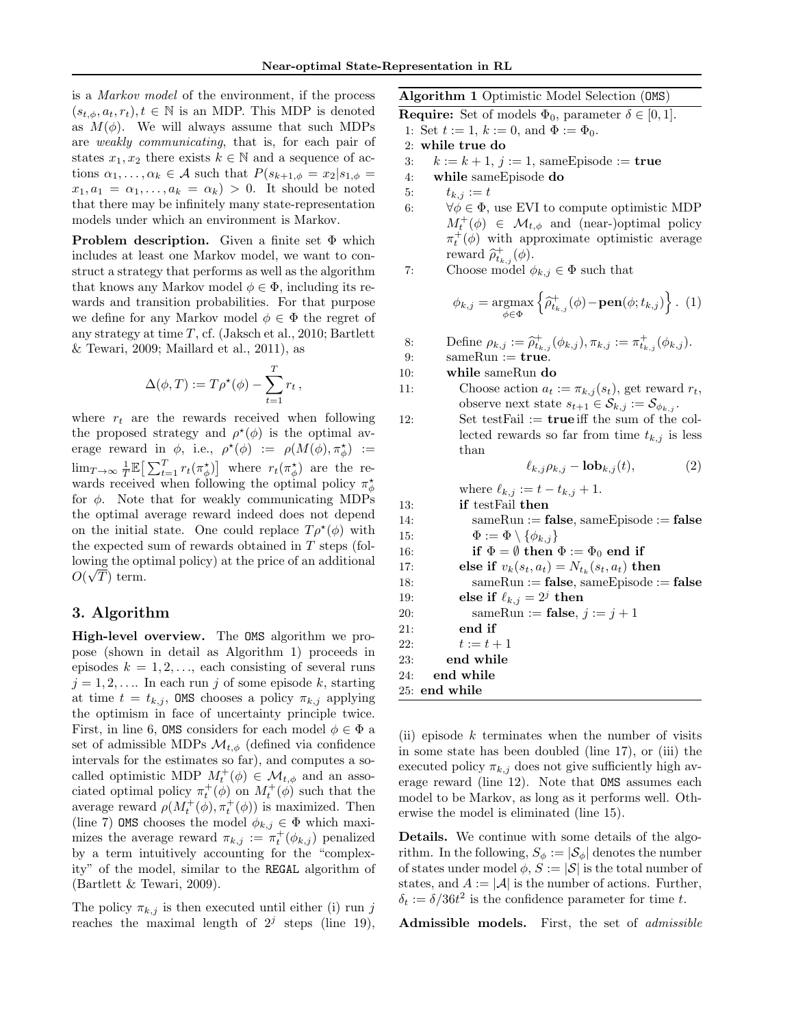is a *Markov model* of the environment, if the process $(s_{t,\phi}, a_t, r_t), t \in \mathbb{N}$ is an MDP. This MDP is denoted as $M(\phi)$. We will always assume that such MDPs are *weakly communicating*, that is, for each pair of states $x_1, x_2$ there exists $k \in \mathbb{N}$ and a sequence of actions $\alpha_1, \ldots, \alpha_k \in \mathcal{A}$ such that $P(s_{k+1,\phi} = x_2 | s_{1,\phi} = x_1, a_1 = \alpha_1, \ldots, a_k = \alpha_k) > 0$. It should be noted that there may be infinitely many state-representation models under which an environment is Markov.

**Problem description.** Given a finite set $\Phi$ which includes at least one Markov model, we want to construct a strategy that performs as well as the algorithm that knows any Markov model $\phi \in \Phi$, including its rewards and transition probabilities. For that purpose we define for any Markov model $\phi \in \Phi$ the regret of any strategy at time $T$, cf. (Jaksch et al., 2010; Bartlett & Tewari, 2009; Maillard et al., 2011), as

$$\Delta(\phi, T) := T\rho^\star(\phi) - \sum_{t=1}^{T} r_t\,,$$

where $r_t$ are the rewards received when following the proposed strategy and $\rho^\star(\phi)$ is the optimal average reward in $\phi$, i.e., $\rho^\star(\phi) := \rho(M(\phi), \pi^\star_\phi) := \lim_{T\to\infty} \frac{1}{T}\mathbb{E}\big[\sum_{t=1}^{T} r_t(\pi^\star_\phi)\big]$ where $r_t(\pi^\star_\phi)$ are the rewards received when following the optimal policy $\pi^\star_\phi$ for $\phi$. Note that for weakly communicating MDPs the optimal average reward indeed does not depend on the initial state. One could replace $T\rho^\star(\phi)$ with the expected sum of rewards obtained in $T$ steps (following the optimal policy) at the price of an additional $O(\sqrt{T})$ term.

## 3. Algorithm

**High-level overview.** The OMS algorithm we propose (shown in detail as Algorithm 1) proceeds in episodes $k = 1, 2, \ldots$, each consisting of several runs $j = 1, 2, \ldots$. In each run $j$ of some episode $k$, starting at time $t = t_{k,j}$, OMS chooses a policy $\pi_{k,j}$ applying the optimism in face of uncertainty principle twice. First, in line 6, OMS considers for each model $\phi \in \Phi$ a set of admissible MDPs $\mathcal{M}_{t,\phi}$ (defined via confidence intervals for the estimates so far), and computes a so-called optimistic MDP $M^+_t(\phi) \in \mathcal{M}_{t,\phi}$ and an associated optimal policy $\pi^+_t(\phi)$ on $M^+_t(\phi)$ such that the average reward $\rho(M^+_t(\phi), \pi^+_t(\phi))$ is maximized. Then (line 7) OMS chooses the model $\phi_{k,j} \in \Phi$ which maximizes the average reward $\pi_{k,j} := \pi^+_t(\phi_{k,j})$ penalized by a term intuitively accounting for the "complexity" of the model, similar to the REGAL algorithm of (Bartlett & Tewari, 2009).

The policy $\pi_{k,j}$ is then executed until either (i) run $j$ reaches the maximal length of $2^j$ steps (line 19), (ii) episode $k$ terminates when the number of visits in some state has been doubled (line 17), or (iii) the executed policy $\pi_{k,j}$ does not give sufficiently high average reward (line 12). Note that OMS assumes each model to be Markov, as long as it performs well. Otherwise the model is eliminated (line 15).

**Algorithm 1** Optimistic Model Selection (OMS)

**Require:** Set of models $\Phi_0$, parameter $\delta \in [0, 1]$.

1: Set $t := 1$, $k := 0$, and $\Phi := \Phi_0$.
2: **while true do**
3: $\quad k := k + 1$, $j := 1$, sameEpisode := **true**
4: $\quad$ **while** sameEpisode **do**
5: $\quad\quad t_{k,j} := t$
6: $\quad\quad \forall \phi \in \Phi$, use EVI to compute optimistic MDP $M^+_t(\phi) \in \mathcal{M}_{t,\phi}$ and (near-)optimal policy $\pi^+_t(\phi)$ with approximate optimistic average reward $\widehat{\rho}^+_{t_{k,j}}(\phi)$.
7: $\quad\quad$ Choose model $\phi_{k,j} \in \Phi$ such that
$$\phi_{k,j} = \operatorname*{argmax}_{\phi \in \Phi} \Big\{ \widehat{\rho}^+_{t_{k,j}}(\phi) - \mathbf{pen}(\phi; t_{k,j}) \Big\}. \quad (1)$$
8: $\quad\quad$ Define $\rho_{k,j} := \widehat{\rho}^+_{t_{k,j}}(\phi_{k,j})$, $\pi_{k,j} := \pi^+_{t_{k,j}}(\phi_{k,j})$.
9: $\quad\quad$ sameRun := **true**.
10: $\quad\quad$ **while** sameRun **do**
11: $\quad\quad\quad$ Choose action $a_t := \pi_{k,j}(s_t)$, get reward $r_t$, observe next state $s_{t+1} \in \mathcal{S}_{k,j} := \mathcal{S}_{\phi_{k,j}}$.
12: $\quad\quad\quad$ Set testFail := **true** iff the sum of the collected rewards so far from time $t_{k,j}$ is less than
$$\ell_{k,j}\rho_{k,j} - \mathbf{lob}_{k,j}(t), \quad (2)$$
$\quad\quad\quad$ where $\ell_{k,j} := t - t_{k,j} + 1$.
13: $\quad\quad\quad$ **if** testFail **then**
14: $\quad\quad\quad\quad$ sameRun := **false**, sameEpisode := **false**
15: $\quad\quad\quad\quad$ $\Phi := \Phi \setminus \{\phi_{k,j}\}$
16: $\quad\quad\quad\quad$ **if** $\Phi = \emptyset$ **then** $\Phi := \Phi_0$ **end if**
17: $\quad\quad\quad$ **else if** $v_k(s_t, a_t) = N_{t_k}(s_t, a_t)$ **then**
18: $\quad\quad\quad\quad$ sameRun := **false**, sameEpisode := **false**
19: $\quad\quad\quad$ **else if** $\ell_{k,j} = 2^j$ **then**
20: $\quad\quad\quad\quad$ sameRun := **false**, $j := j + 1$
21: $\quad\quad\quad$ **end if**
22: $\quad\quad\quad$ $t := t + 1$
23: $\quad\quad$ **end while**
24: $\quad$ **end while**
25: **end while**

**Details.** We continue with some details of the algorithm. In the following, $S_\phi := |\mathcal{S}_\phi|$ denotes the number of states under model $\phi$, $S := |\mathcal{S}|$ is the total number of states, and $A := |\mathcal{A}|$ is the number of actions. Further, $\delta_t := \delta/36t^2$ is the confidence parameter for time $t$.

**Admissible models.** First, the set of *admissible*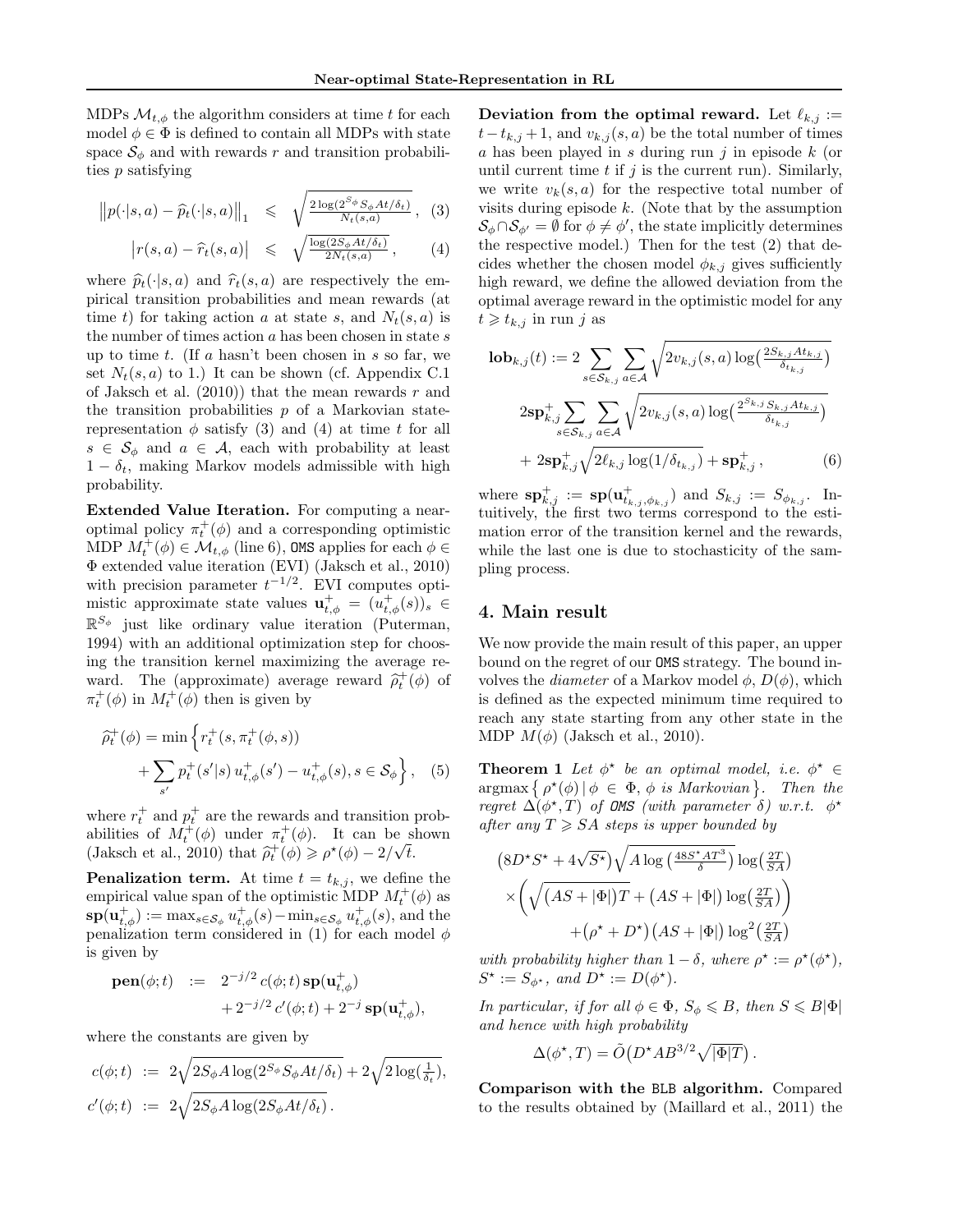MDPs $\mathcal{M}_{t,\phi}$ the algorithm considers at time $t$ for each model $\phi \in \Phi$ is defined to contain all MDPs with state space $\mathcal{S}_\phi$ and with rewards $r$ and transition probabilities $p$ satisfying

$$\left\|p(\cdot|s,a) - \widehat{p}_t(\cdot|s,a)\right\|_1 \leqslant \sqrt{\tfrac{2\log(2^{S_\phi} S_\phi At/\delta_t)}{N_t(s,a)}}\,, \quad (3)$$

$$\left|r(s,a) - \widehat{r}_t(s,a)\right| \leqslant \sqrt{\tfrac{\log(2S_\phi At/\delta_t)}{2N_t(s,a)}}\,, \quad (4)$$

where $\widehat{p}_t(\cdot|s,a)$ and $\widehat{r}_t(s,a)$ are respectively the empirical transition probabilities and mean rewards (at time $t$) for taking action $a$ at state $s$, and $N_t(s,a)$ is the number of times action $a$ has been chosen in state $s$ up to time $t$. (If $a$ hasn't been chosen in $s$ so far, we set $N_t(s,a)$ to 1.) It can be shown (cf. Appendix C.1 of Jaksch et al. (2010)) that the mean rewards $r$ and the transition probabilities $p$ of a Markovian state-representation $\phi$ satisfy (3) and (4) at time $t$ for all $s \in \mathcal{S}_\phi$ and $a \in \mathcal{A}$, each with probability at least $1-\delta_t$, making Markov models admissible with high probability.

**Extended Value Iteration.** For computing a near-optimal policy $\pi_t^+(\phi)$ and a corresponding optimistic MDP $M_t^+(\phi) \in \mathcal{M}_{t,\phi}$ (line 6), OMS applies for each $\phi \in \Phi$ extended value iteration (EVI) (Jaksch et al., 2010) with precision parameter $t^{-1/2}$. EVI computes optimistic approximate state values $\mathbf{u}_{t,\phi}^+ = (u_{t,\phi}^+(s))_s \in \mathbb{R}^{S_\phi}$ just like ordinary value iteration (Puterman, 1994) with an additional optimization step for choosing the transition kernel maximizing the average reward. The (approximate) average reward $\widehat{\rho}_t^+(\phi)$ of $\pi_t^+(\phi)$ in $M_t^+(\phi)$ then is given by

$$\widehat{\rho}_t^+(\phi) = \min\Big\{ r_t^+(s, \pi_t^+(\phi,s)) + \sum_{s'} p_t^+(s'|s)\, u_{t,\phi}^+(s') - u_{t,\phi}^+(s), s \in \mathcal{S}_\phi \Big\}, \quad (5)$$

where $r_t^+$ and $p_t^+$ are the rewards and transition probabilities of $M_t^+(\phi)$ under $\pi_t^+(\phi)$. It can be shown (Jaksch et al., 2010) that $\widehat{\rho}_t^+(\phi) \geqslant \rho^\star(\phi) - 2/\sqrt{t}$.

**Penalization term.** At time $t = t_{k,j}$, we define the empirical value span of the optimistic MDP $M_t^+(\phi)$ as $\mathbf{sp}(\mathbf{u}_{t,\phi}^+) := \max_{s\in\mathcal{S}_\phi} u_{t,\phi}^+(s) - \min_{s\in\mathcal{S}_\phi} u_{t,\phi}^+(s)$, and the penalization term considered in (1) for each model $\phi$ is given by

$$\begin{aligned}\mathbf{pen}(\phi;t) \;:=\;& 2^{-j/2}\, c(\phi;t)\, \mathbf{sp}(\mathbf{u}_{t,\phi}^+) \\ &+ 2^{-j/2}\, c'(\phi;t) + 2^{-j}\, \mathbf{sp}(\mathbf{u}_{t,\phi}^+),\end{aligned}$$

where the constants are given by

$$\begin{aligned} c(\phi;t) &:= 2\sqrt{2S_\phi A \log(2^{S_\phi} S_\phi At/\delta_t)} + 2\sqrt{2\log(\tfrac{1}{\delta_t})}, \\ c'(\phi;t) &:= 2\sqrt{2S_\phi A \log(2S_\phi At/\delta_t)}\,. \end{aligned}$$

**Deviation from the optimal reward.** Let $\ell_{k,j} := t - t_{k,j} + 1$, and $v_{k,j}(s,a)$ be the total number of times $a$ has been played in $s$ during run $j$ in episode $k$ (or until current time $t$ if $j$ is the current run). Similarly, we write $v_k(s,a)$ for the respective total number of visits during episode $k$. (Note that by the assumption $\mathcal{S}_\phi \cap \mathcal{S}_{\phi'} = \emptyset$ for $\phi \neq \phi'$, the state implicitly determines the respective model.) Then for the test (2) that decides whether the chosen model $\phi_{k,j}$ gives sufficiently high reward, we define the allowed deviation from the optimal average reward in the optimistic model for any $t \geqslant t_{k,j}$ in run $j$ as

$$\begin{aligned}\mathbf{lob}_{k,j}(t) := \;& 2\sum_{s\in\mathcal{S}_{k,j}} \sum_{a\in\mathcal{A}} \sqrt{2v_{k,j}(s,a)\log\big(\tfrac{2S_{k,j}At_{k,j}}{\delta_{t_{k,j}}}\big)} \\ & 2\mathbf{sp}_{k,j}^+ \sum_{s\in\mathcal{S}_{k,j}} \sum_{a\in\mathcal{A}} \sqrt{2v_{k,j}(s,a)\log\big(\tfrac{2^{S_{k,j}} S_{k,j}At_{k,j}}{\delta_{t_{k,j}}}\big)} \\ & + 2\mathbf{sp}_{k,j}^+ \sqrt{2\ell_{k,j}\log(1/\delta_{t_{k,j}})} + \mathbf{sp}_{k,j}^+\,, \end{aligned} \quad (6)$$

where $\mathbf{sp}_{k,j}^+ := \mathbf{sp}(\mathbf{u}_{t_{k,j},\phi_{k,j}}^+)$ and $S_{k,j} := S_{\phi_{k,j}}$. Intuitively, the first two terms correspond to the estimation error of the transition kernel and the rewards, while the last one is due to stochasticity of the sampling process.

## 4. Main result

We now provide the main result of this paper, an upper bound on the regret of our OMS strategy. The bound involves the *diameter* of a Markov model $\phi$, $D(\phi)$, which is defined as the expected minimum time required to reach any state starting from any other state in the MDP $M(\phi)$ (Jaksch et al., 2010).

**Theorem 1** *Let $\phi^\star$ be an optimal model, i.e. $\phi^\star \in \operatorname{argmax}\big\{\rho^\star(\phi) \,|\, \phi \in \Phi,\, \phi \text{ is Markovian}\big\}$. Then the regret $\Delta(\phi^\star, T)$ of OMS (with parameter $\delta$) w.r.t. $\phi^\star$ after any $T \geqslant SA$ steps is upper bounded by*

$$\begin{aligned}&\big(8D^\star S^\star + 4\sqrt{S^\star}\big)\sqrt{A\log\big(\tfrac{48S^\star AT^3}{\delta}\big)}\log\big(\tfrac{2T}{SA}\big) \\ &\times\bigg(\sqrt{\big(AS+|\Phi|\big)T} + \big(AS+|\Phi|\big)\log\big(\tfrac{2T}{SA}\big)\bigg) \\ &\qquad + \big(\rho^\star + D^\star\big)\big(AS+|\Phi|\big)\log^2\big(\tfrac{2T}{SA}\big)\end{aligned}$$

*with probability higher than $1-\delta$, where $\rho^\star := \rho^\star(\phi^\star)$, $S^\star := S_{\phi^\star}$, and $D^\star := D(\phi^\star)$.*

*In particular, if for all $\phi \in \Phi$, $S_\phi \leqslant B$, then $S \leqslant B|\Phi|$ and hence with high probability*

$$\Delta(\phi^\star, T) = \tilde{O}\big(D^\star AB^{3/2}\sqrt{|\Phi|T}\big)\,.$$

**Comparison with the BLB algorithm.** Compared to the results obtained by (Maillard et al., 2011) the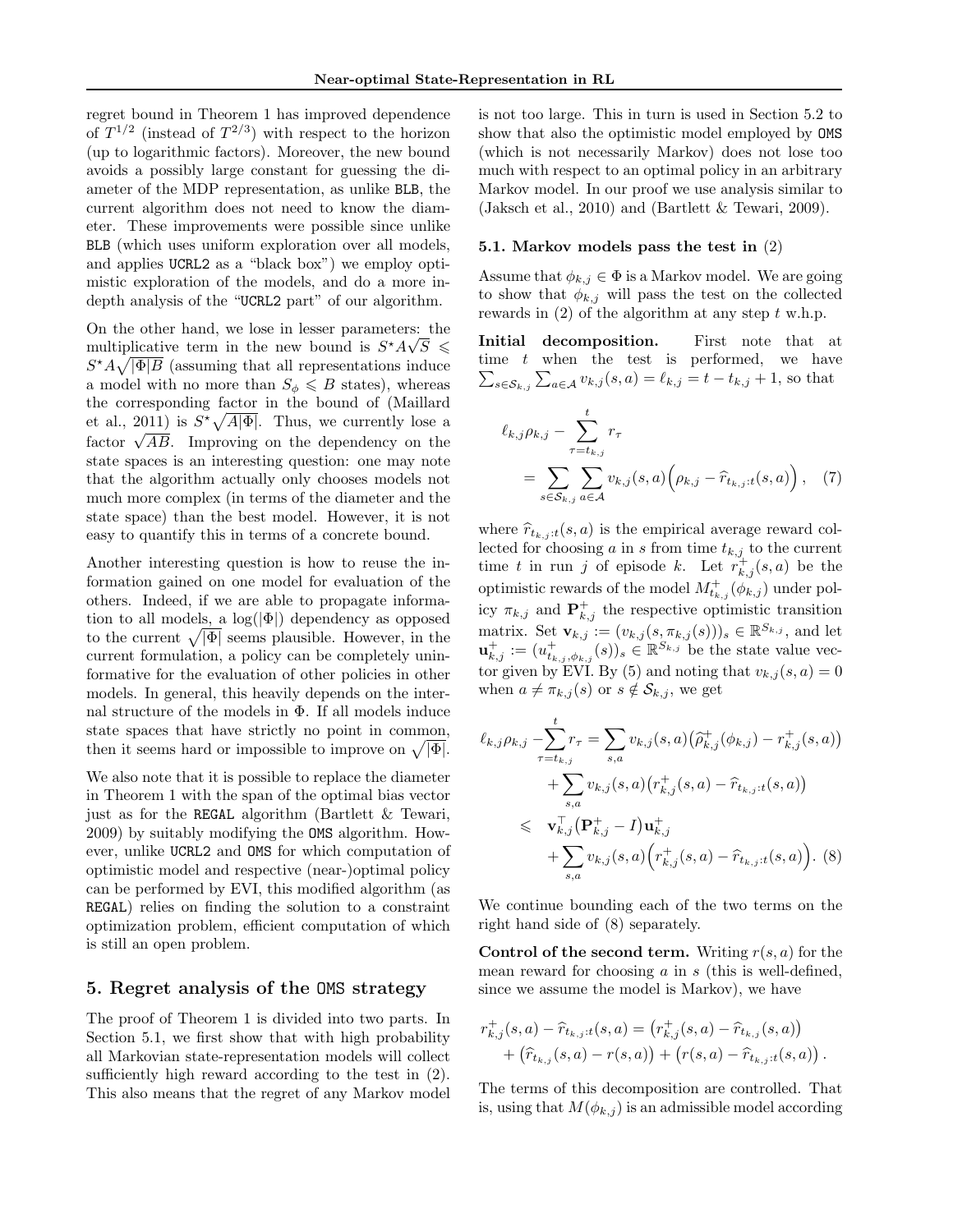regret bound in Theorem 1 has improved dependence of $T^{1/2}$ (instead of $T^{2/3}$) with respect to the horizon (up to logarithmic factors). Moreover, the new bound avoids a possibly large constant for guessing the diameter of the MDP representation, as unlike BLB, the current algorithm does not need to know the diameter. These improvements were possible since unlike BLB (which uses uniform exploration over all models, and applies UCRL2 as a "black box") we employ optimistic exploration of the models, and do a more in-depth analysis of the "UCRL2 part" of our algorithm.

On the other hand, we lose in lesser parameters: the multiplicative term in the new bound is $S^\star A\sqrt{S} \leqslant S^\star A\sqrt{|\Phi|B}$ (assuming that all representations induce a model with no more than $S_\phi \leqslant B$ states), whereas the corresponding factor in the bound of (Maillard et al., 2011) is $S^\star\sqrt{A|\Phi|}$. Thus, we currently lose a factor $\sqrt{AB}$. Improving on the dependency on the state spaces is an interesting question: one may note that the algorithm actually only chooses models not much more complex (in terms of the diameter and the state space) than the best model. However, it is not easy to quantify this in terms of a concrete bound.

Another interesting question is how to reuse the information gained on one model for evaluation of the others. Indeed, if we are able to propagate information to all models, a $\log(|\Phi|)$ dependency as opposed to the current $\sqrt{|\Phi|}$ seems plausible. However, in the current formulation, a policy can be completely uninformative for the evaluation of other policies in other models. In general, this heavily depends on the internal structure of the models in $\Phi$. If all models induce state spaces that have strictly no point in common, then it seems hard or impossible to improve on $\sqrt{|\Phi|}$.

We also note that it is possible to replace the diameter in Theorem 1 with the span of the optimal bias vector just as for the REGAL algorithm (Bartlett & Tewari, 2009) by suitably modifying the OMS algorithm. However, unlike UCRL2 and OMS for which computation of optimistic model and respective (near-)optimal policy can be performed by EVI, this modified algorithm (as REGAL) relies on finding the solution to a constraint optimization problem, efficient computation of which is still an open problem.

## 5. Regret analysis of the OMS strategy

The proof of Theorem 1 is divided into two parts. In Section 5.1, we first show that with high probability all Markovian state-representation models will collect sufficiently high reward according to the test in (2). This also means that the regret of any Markov model is not too large. This in turn is used in Section 5.2 to show that also the optimistic model employed by OMS (which is not necessarily Markov) does not lose too much with respect to an optimal policy in an arbitrary Markov model. In our proof we use analysis similar to (Jaksch et al., 2010) and (Bartlett & Tewari, 2009).

### 5.1. Markov models pass the test in (2)

Assume that $\phi_{k,j} \in \Phi$ is a Markov model. We are going to show that $\phi_{k,j}$ will pass the test on the collected rewards in (2) of the algorithm at any step $t$ w.h.p.

**Initial decomposition.** First note that at time $t$ when the test is performed, we have $\sum_{s\in\mathcal{S}_{k,j}}\sum_{a\in\mathcal{A}} v_{k,j}(s,a) = \ell_{k,j} = t - t_{k,j} + 1$, so that

$$\ell_{k,j}\rho_{k,j} - \sum_{\tau=t_{k,j}}^{t} r_\tau = \sum_{s\in\mathcal{S}_{k,j}}\sum_{a\in\mathcal{A}} v_{k,j}(s,a)\Big(\rho_{k,j} - \widehat{r}_{t_{k,j}:t}(s,a)\Big), \quad (7)$$

where $\widehat{r}_{t_{k,j}:t}(s,a)$ is the empirical average reward collected for choosing $a$ in $s$ from time $t_{k,j}$ to the current time $t$ in run $j$ of episode $k$. Let $r^+_{k,j}(s,a)$ be the optimistic rewards of the model $M^+_{t_{k,j}}(\phi_{k,j})$ under policy $\pi_{k,j}$ and $\mathbf{P}^+_{k,j}$ the respective optimistic transition matrix. Set $\mathbf{v}_{k,j} := (v_{k,j}(s,\pi_{k,j}(s)))_s \in \mathbb{R}^{S_{k,j}}$, and let $\mathbf{u}^+_{k,j} := (u^+_{t_{k,j},\phi_{k,j}}(s))_s \in \mathbb{R}^{S_{k,j}}$ be the state value vector given by EVI. By (5) and noting that $v_{k,j}(s,a) = 0$ when $a \neq \pi_{k,j}(s)$ or $s \notin \mathcal{S}_{k,j}$, we get

$$\begin{aligned}
\ell_{k,j}\rho_{k,j} - \sum_{\tau=t_{k,j}}^{t} r_\tau &= \sum_{s,a} v_{k,j}(s,a)\big(\widehat{\rho}^+_{k,j}(\phi_{k,j}) - r^+_{k,j}(s,a)\big) \\
&\quad + \sum_{s,a} v_{k,j}(s,a)\big(r^+_{k,j}(s,a) - \widehat{r}_{t_{k,j}:t}(s,a)\big) \\
&\leqslant \mathbf{v}^\top_{k,j}\big(\mathbf{P}^+_{k,j} - I\big)\mathbf{u}^+_{k,j} \\
&\quad + \sum_{s,a} v_{k,j}(s,a)\Big(r^+_{k,j}(s,a) - \widehat{r}_{t_{k,j}:t}(s,a)\Big). \quad (8)
\end{aligned}$$

We continue bounding each of the two terms on the right hand side of (8) separately.

**Control of the second term.** Writing $r(s,a)$ for the mean reward for choosing $a$ in $s$ (this is well-defined, since we assume the model is Markov), we have

$$\begin{aligned}
r^+_{k,j}(s,a) - \widehat{r}_{t_{k,j}:t}(s,a) &= \big(r^+_{k,j}(s,a) - \widehat{r}_{t_{k,j}}(s,a)\big) \\
&\quad + \big(\widehat{r}_{t_{k,j}}(s,a) - r(s,a)\big) + \big(r(s,a) - \widehat{r}_{t_{k,j}:t}(s,a)\big).
\end{aligned}$$

The terms of this decomposition are controlled. That is, using that $M(\phi_{k,j})$ is an admissible model according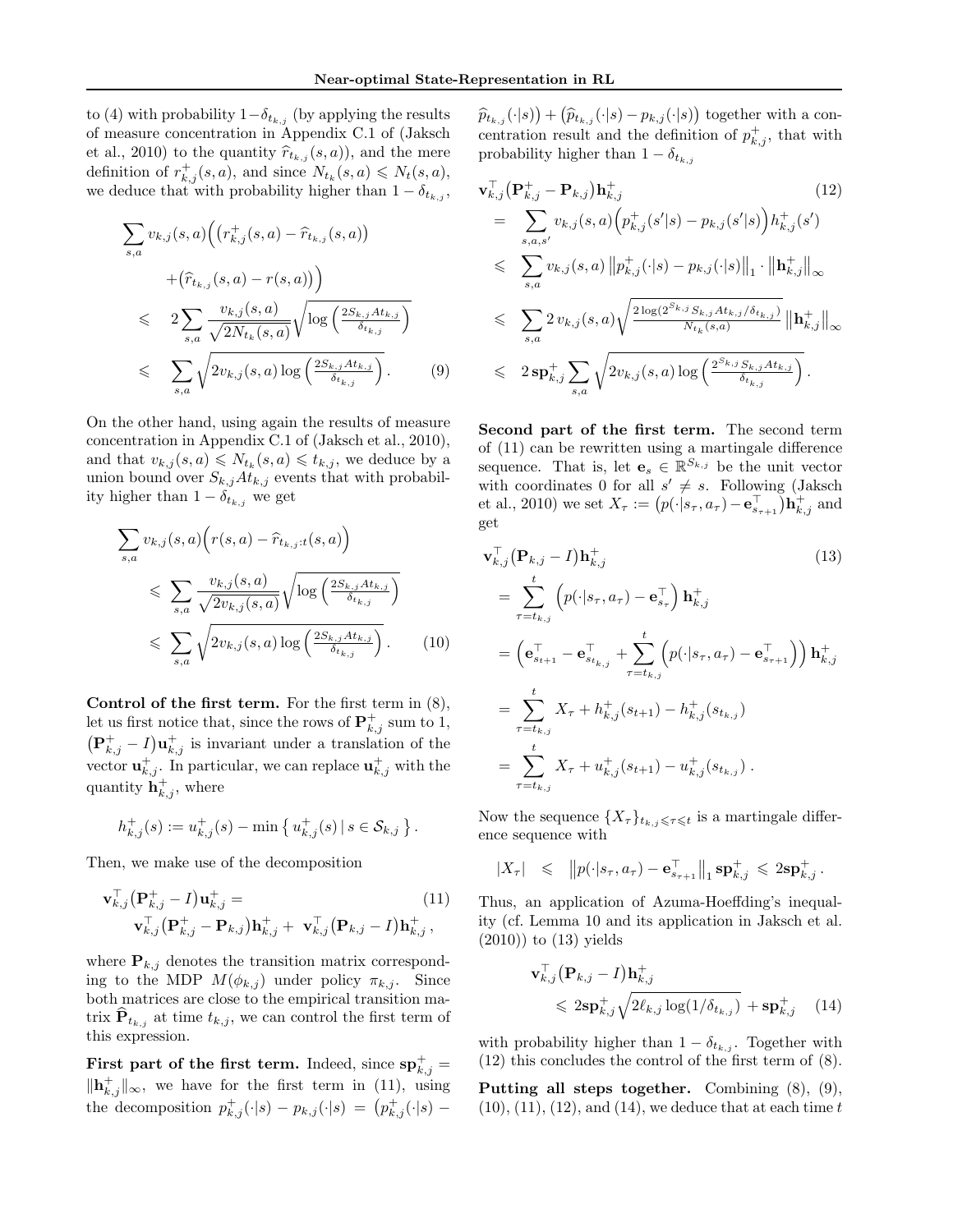to (4) with probability $1-\delta_{t_{k,j}}$ (by applying the results of measure concentration in Appendix C.1 of (Jaksch et al., 2010) to the quantity $\widehat{r}_{t_{k,j}}(s,a)$), and the mere definition of $r^+_{k,j}(s,a)$, and since $N_{t_k}(s,a) \leqslant N_t(s,a)$, we deduce that with probability higher than $1-\delta_{t_{k,j}}$,

$$
\begin{aligned}
&\sum_{s,a} v_{k,j}(s,a)\Big(\big(r^+_{k,j}(s,a) - \widehat{r}_{t_{k,j}}(s,a)\big) \\
&\qquad + \big(\widehat{r}_{t_{k,j}}(s,a) - r(s,a)\big)\Big) \\
&\leqslant \quad 2\sum_{s,a} \frac{v_{k,j}(s,a)}{\sqrt{2N_{t_k}(s,a)}}\sqrt{\log\left(\tfrac{2S_{k,j}At_{k,j}}{\delta_{t_{k,j}}}\right)} \\
&\leqslant \quad \sum_{s,a}\sqrt{2v_{k,j}(s,a)\log\left(\tfrac{2S_{k,j}At_{k,j}}{\delta_{t_{k,j}}}\right)}\,. \qquad (9)
\end{aligned}
$$

On the other hand, using again the results of measure concentration in Appendix C.1 of (Jaksch et al., 2010), and that $v_{k,j}(s,a) \leqslant N_{t_k}(s,a) \leqslant t_{k,j}$, we deduce by a union bound over $S_{k,j}At_{k,j}$ events that with probability higher than $1-\delta_{t_{k,j}}$ we get

$$
\begin{aligned}
&\sum_{s,a} v_{k,j}(s,a)\Big(r(s,a) - \widehat{r}_{t_{k,j}:t}(s,a)\Big) \\
&\quad\leqslant \sum_{s,a}\frac{v_{k,j}(s,a)}{\sqrt{2v_{k,j}(s,a)}}\sqrt{\log\left(\tfrac{2S_{k,j}At_{k,j}}{\delta_{t_{k,j}}}\right)} \\
&\quad\leqslant \sum_{s,a}\sqrt{2v_{k,j}(s,a)\log\left(\tfrac{2S_{k,j}At_{k,j}}{\delta_{t_{k,j}}}\right)}\,. \qquad (10)
\end{aligned}
$$

**Control of the first term.** For the first term in (8), let us first notice that, since the rows of $\mathbf{P}^+_{k,j}$ sum to 1, $\big(\mathbf{P}^+_{k,j} - I\big)\mathbf{u}^+_{k,j}$ is invariant under a translation of the vector $\mathbf{u}^+_{k,j}$. In particular, we can replace $\mathbf{u}^+_{k,j}$ with the quantity $\mathbf{h}^+_{k,j}$, where

$$
h^+_{k,j}(s) := u^+_{k,j}(s) - \min\left\{\, u^+_{k,j}(s) \,|\, s \in \mathcal{S}_{k,j} \,\right\}.
$$

Then, we make use of the decomposition

$$
\begin{aligned}
&\mathbf{v}^\top_{k,j}\big(\mathbf{P}^+_{k,j} - I\big)\mathbf{u}^+_{k,j} = \qquad (11)\\
&\quad \mathbf{v}^\top_{k,j}\big(\mathbf{P}^+_{k,j} - \mathbf{P}_{k,j}\big)\mathbf{h}^+_{k,j} + \ \mathbf{v}^\top_{k,j}\big(\mathbf{P}_{k,j} - I\big)\mathbf{h}^+_{k,j}\,,
\end{aligned}
$$

where $\mathbf{P}_{k,j}$ denotes the transition matrix corresponding to the MDP $M(\phi_{k,j})$ under policy $\pi_{k,j}$. Since both matrices are close to the empirical transition matrix $\widehat{\mathbf{P}}_{t_{k,j}}$ at time $t_{k,j}$, we can control the first term of this expression.

**First part of the first term.** Indeed, since $\mathbf{sp}^+_{k,j} = \|\mathbf{h}^+_{k,j}\|_\infty$, we have for the first term in (11), using the decomposition $p^+_{k,j}(\cdot|s) - p_{k,j}(\cdot|s) = \big(p^+_{k,j}(\cdot|s) - \widehat{p}_{t_{k,j}}(\cdot|s)\big) + \big(\widehat{p}_{t_{k,j}}(\cdot|s) - p_{k,j}(\cdot|s)\big)$ together with a concentration result and the definition of $p^+_{k,j}$, that with probability higher than $1-\delta_{t_{k,j}}$

$$
\begin{aligned}
&\mathbf{v}^\top_{k,j}\big(\mathbf{P}^+_{k,j} - \mathbf{P}_{k,j}\big)\mathbf{h}^+_{k,j} \qquad (12)\\
&= \quad \sum_{s,a,s'} v_{k,j}(s,a)\Big(p^+_{k,j}(s'|s) - p_{k,j}(s'|s)\Big)h^+_{k,j}(s') \\
&\leqslant \quad \sum_{s,a} v_{k,j}(s,a)\,\big\|p^+_{k,j}(\cdot|s) - p_{k,j}(\cdot|s)\big\|_1 \cdot \big\|\mathbf{h}^+_{k,j}\big\|_\infty \\
&\leqslant \quad \sum_{s,a} 2\,v_{k,j}(s,a)\sqrt{\tfrac{2\log(2^{S_{k,j}}S_{k,j}At_{k,j}/\delta_{t_{k,j}})}{N_{t_k}(s,a)}}\,\big\|\mathbf{h}^+_{k,j}\big\|_\infty \\
&\leqslant \quad 2\,\mathbf{sp}^+_{k,j}\sum_{s,a}\sqrt{2v_{k,j}(s,a)\log\left(\tfrac{2^{S_{k,j}}S_{k,j}At_{k,j}}{\delta_{t_{k,j}}}\right)}\,.
\end{aligned}
$$

**Second part of the first term.** The second term of (11) can be rewritten using a martingale difference sequence. That is, let $\mathbf{e}_s \in \mathbb{R}^{S_{k,j}}$ be the unit vector with coordinates 0 for all $s' \neq s$. Following (Jaksch et al., 2010) we set $X_\tau := \big(p(\cdot|s_\tau,a_\tau) - \mathbf{e}^\top_{s_{\tau+1}}\big)\mathbf{h}^+_{k,j}$ and get

$$
\begin{aligned}
&\mathbf{v}^\top_{k,j}\big(\mathbf{P}_{k,j} - I\big)\mathbf{h}^+_{k,j} \qquad (13)\\
&= \sum_{\tau=t_{k,j}}^{t}\Big(p(\cdot|s_\tau,a_\tau) - \mathbf{e}^\top_{s_\tau}\Big)\,\mathbf{h}^+_{k,j} \\
&= \Big(\mathbf{e}^\top_{s_{t+1}} - \mathbf{e}^\top_{s_{t_{k,j}}} + \sum_{\tau=t_{k,j}}^{t}\Big(p(\cdot|s_\tau,a_\tau) - \mathbf{e}^\top_{s_{\tau+1}}\Big)\Big)\,\mathbf{h}^+_{k,j} \\
&= \sum_{\tau=t_{k,j}}^{t} X_\tau + h^+_{k,j}(s_{t+1}) - h^+_{k,j}(s_{t_{k,j}}) \\
&= \sum_{\tau=t_{k,j}}^{t} X_\tau + u^+_{k,j}(s_{t+1}) - u^+_{k,j}(s_{t_{k,j}})\,.
\end{aligned}
$$

Now the sequence $\{X_\tau\}_{t_{k,j}\leqslant\tau\leqslant t}$ is a martingale difference sequence with

$$
|X_\tau| \quad \leqslant \quad \big\|p(\cdot|s_\tau,a_\tau) - \mathbf{e}^\top_{s_{\tau+1}}\big\|_1\,\mathbf{sp}^+_{k,j} \ \leqslant 2\mathbf{sp}^+_{k,j}\,.
$$

Thus, an application of Azuma-Hoeffding's inequality (cf. Lemma 10 and its application in Jaksch et al. (2010)) to (13) yields

$$
\begin{aligned}
&\mathbf{v}^\top_{k,j}\big(\mathbf{P}_{k,j} - I\big)\mathbf{h}^+_{k,j} \\
&\qquad \leqslant 2\mathbf{sp}^+_{k,j}\sqrt{2\ell_{k,j}\log(1/\delta_{t_{k,j}})} + \mathbf{sp}^+_{k,j} \qquad (14)
\end{aligned}
$$

with probability higher than $1-\delta_{t_{k,j}}$. Together with (12) this concludes the control of the first term of (8).

**Putting all steps together.** Combining (8), (9), (10), (11), (12), and (14), we deduce that at each time $t$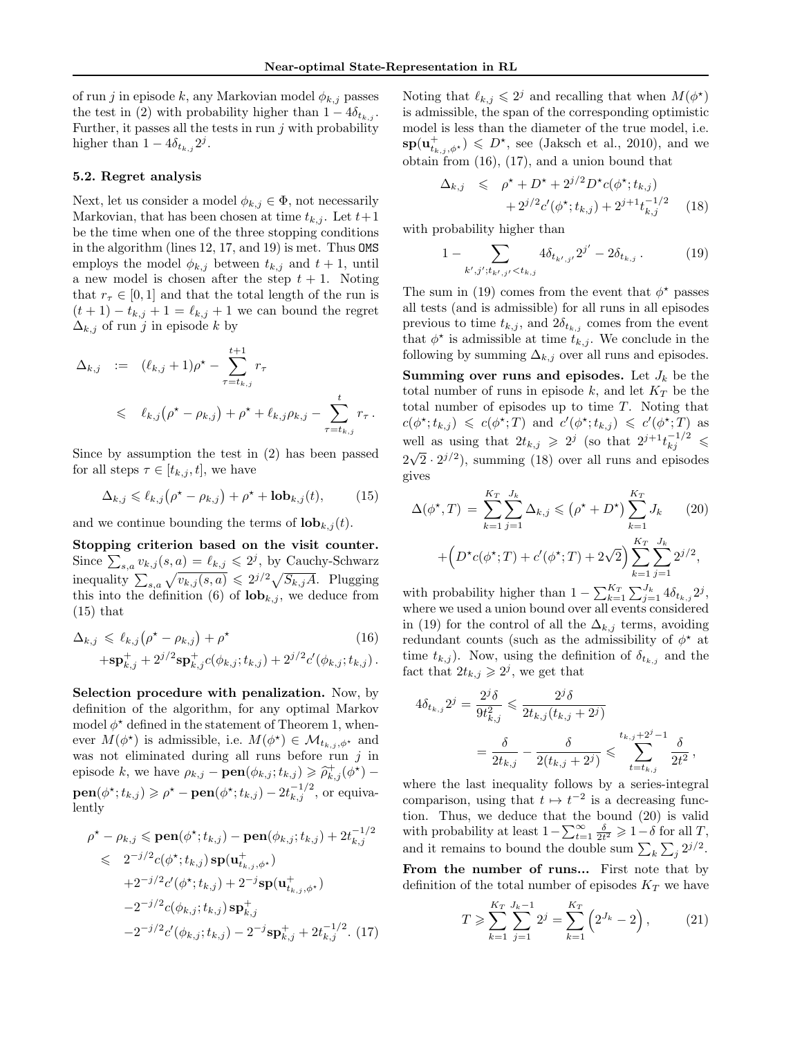of run $j$ in episode $k$, any Markovian model $\phi_{k,j}$ passes the test in (2) with probability higher than $1 - 4\delta_{t_{k,j}}$. Further, it passes all the tests in run $j$ with probability higher than $1 - 4\delta_{t_{k,j}} 2^j$.

### 5.2. Regret analysis

Next, let us consider a model $\phi_{k,j} \in \Phi$, not necessarily Markovian, that has been chosen at time $t_{k,j}$. Let $t+1$ be the time when one of the three stopping conditions in the algorithm (lines 12, 17, and 19) is met. Thus OMS employs the model $\phi_{k,j}$ between $t_{k,j}$ and $t+1$, until a new model is chosen after the step $t+1$. Noting that $r_\tau \in [0,1]$ and that the total length of the run is $(t+1) - t_{k,j} + 1 = \ell_{k,j} + 1$ we can bound the regret $\Delta_{k,j}$ of run $j$ in episode $k$ by

$$
\begin{aligned}
\Delta_{k,j} &:= (\ell_{k,j}+1)\rho^\star - \sum_{\tau=t_{k,j}}^{t+1} r_\tau \\
&\leqslant \ell_{k,j}\big(\rho^\star - \rho_{k,j}\big) + \rho^\star + \ell_{k,j}\rho_{k,j} - \sum_{\tau=t_{k,j}}^{t} r_\tau \,.
\end{aligned}
$$

Since by assumption the test in (2) has been passed for all steps $\tau \in [t_{k,j}, t]$, we have

$$
\Delta_{k,j} \leqslant \ell_{k,j}\big(\rho^\star - \rho_{k,j}\big) + \rho^\star + \mathbf{lob}_{k,j}(t), \tag{15}
$$

and we continue bounding the terms of $\mathbf{lob}_{k,j}(t)$.

**Stopping criterion based on the visit counter.** Since $\sum_{s,a} v_{k,j}(s,a) = \ell_{k,j} \leqslant 2^j$, by Cauchy-Schwarz inequality $\sum_{s,a}\sqrt{v_{k,j}(s,a)} \leqslant 2^{j/2}\sqrt{S_{k,j}A}$. Plugging this into the definition (6) of $\mathbf{lob}_{k,j}$, we deduce from (15) that

$$
\begin{aligned}
\Delta_{k,j} &\leqslant \ell_{k,j}\big(\rho^\star - \rho_{k,j}\big) + \rho^\star \\
&\quad + \mathbf{sp}^+_{k,j} + 2^{j/2}\mathbf{sp}^+_{k,j} c(\phi_{k,j}; t_{k,j}) + 2^{j/2} c'(\phi_{k,j}; t_{k,j}) \,.
\end{aligned} \tag{16}
$$

**Selection procedure with penalization.** Now, by definition of the algorithm, for any optimal Markov model $\phi^\star$ defined in the statement of Theorem 1, whenever $M(\phi^\star)$ is admissible, i.e. $M(\phi^\star) \in \mathcal{M}_{t_{k,j},\phi^\star}$ and was not eliminated during all runs before run $j$ in episode $k$, we have $\rho_{k,j} - \mathbf{pen}(\phi_{k,j}; t_{k,j}) \geqslant \widehat{\rho}^+_{k,j}(\phi^\star) - \mathbf{pen}(\phi^\star; t_{k,j}) \geqslant \rho^\star - \mathbf{pen}(\phi^\star; t_{k,j}) - 2t_{k,j}^{-1/2}$, or equivalently

$$
\begin{aligned}
\rho^\star - \rho_{k,j} &\leqslant \mathbf{pen}(\phi^\star; t_{k,j}) - \mathbf{pen}(\phi_{k,j}; t_{k,j}) + 2t_{k,j}^{-1/2} \\
&\leqslant 2^{-j/2} c(\phi^\star; t_{k,j})\, \mathbf{sp}(\mathbf{u}^+_{t_{k,j},\phi^\star}) \\
&\quad + 2^{-j/2} c'(\phi^\star; t_{k,j}) + 2^{-j}\mathbf{sp}(\mathbf{u}^+_{t_{k,j},\phi^\star}) \\
&\quad - 2^{-j/2} c(\phi_{k,j}; t_{k,j})\, \mathbf{sp}^+_{k,j} \\
&\quad - 2^{-j/2} c'(\phi_{k,j}; t_{k,j}) - 2^{-j}\mathbf{sp}^+_{k,j} + 2t_{k,j}^{-1/2}.
\end{aligned} \tag{17}
$$

Noting that $\ell_{k,j} \leqslant 2^j$ and recalling that when $M(\phi^\star)$ is admissible, the span of the corresponding optimistic model is less than the diameter of the true model, i.e. $\mathbf{sp}(\mathbf{u}^+_{t_{k,j},\phi^\star}) \leqslant D^\star$, see (Jaksch et al., 2010), and we obtain from (16), (17), and a union bound that

$$
\begin{aligned}
\Delta_{k,j} &\leqslant \rho^\star + D^\star + 2^{j/2} D^\star c(\phi^\star; t_{k,j}) \\
&\quad + 2^{j/2} c'(\phi^\star; t_{k,j}) + 2^{j+1} t_{k,j}^{-1/2}
\end{aligned} \tag{18}
$$

with probability higher than

$$
1 - \sum_{k',j';\, t_{k',j'} < t_{k,j}} 4\delta_{t_{k',j'}} 2^{j'} - 2\delta_{t_{k,j}} \,. \tag{19}
$$

The sum in (19) comes from the event that $\phi^\star$ passes all tests (and is admissible) for all runs in all episodes previous to time $t_{k,j}$, and $2\delta_{t_{k,j}}$ comes from the event that $\phi^\star$ is admissible at time $t_{k,j}$. We conclude in the following by summing $\Delta_{k,j}$ over all runs and episodes.

**Summing over runs and episodes.** Let $J_k$ be the total number of runs in episode $k$, and let $K_T$ be the total number of episodes up to time $T$. Noting that $c(\phi^\star; t_{k,j}) \leqslant c(\phi^\star; T)$ and $c'(\phi^\star; t_{k,j}) \leqslant c'(\phi^\star; T)$ as well as using that $2t_{k,j} \geqslant 2^j$ (so that $2^{j+1} t_{kj}^{-1/2} \leqslant 2\sqrt{2}\cdot 2^{j/2}$), summing (18) over all runs and episodes gives

$$
\begin{aligned}
\Delta(\phi^\star, T) &= \sum_{k=1}^{K_T}\sum_{j=1}^{J_k} \Delta_{k,j} \leqslant \big(\rho^\star + D^\star\big)\sum_{k=1}^{K_T} J_k \\
&\quad + \Big(D^\star c(\phi^\star; T) + c'(\phi^\star; T) + 2\sqrt{2}\Big)\sum_{k=1}^{K_T}\sum_{j=1}^{J_k} 2^{j/2},
\end{aligned} \tag{20}
$$

with probability higher than $1 - \sum_{k=1}^{K_T}\sum_{j=1}^{J_k} 4\delta_{t_{k,j}} 2^j$, where we used a union bound over all events considered in (19) for the control of all the $\Delta_{k,j}$ terms, avoiding redundant counts (such as the admissibility of $\phi^\star$ at time $t_{k,j}$). Now, using the definition of $\delta_{t_{k,j}}$ and the fact that $2t_{k,j} \geqslant 2^j$, we get that

$$
\begin{aligned}
4\delta_{t_{k,j}} 2^j &= \frac{2^j \delta}{9t_{k,j}^2} \leqslant \frac{2^j\delta}{2t_{k,j}(t_{k,j} + 2^j)} \\
&= \frac{\delta}{2t_{k,j}} - \frac{\delta}{2(t_{k,j}+2^j)} \leqslant \sum_{t=t_{k,j}}^{t_{k,j}+2^j-1} \frac{\delta}{2t^2} \,,
\end{aligned}
$$

where the last inequality follows by a series-integral comparison, using that $t \mapsto t^{-2}$ is a decreasing function. Thus, we deduce that the bound (20) is valid with probability at least $1 - \sum_{t=1}^{\infty}\frac{\delta}{2t^2} \geqslant 1 - \delta$ for all $T$, and it remains to bound the double sum $\sum_k\sum_j 2^{j/2}$.

**From the number of runs...** First note that by definition of the total number of episodes $K_T$ we have

$$
T \geqslant \sum_{k=1}^{K_T}\sum_{j=1}^{J_k-1} 2^j = \sum_{k=1}^{K_T}\Big(2^{J_k} - 2\Big), \tag{21}
$$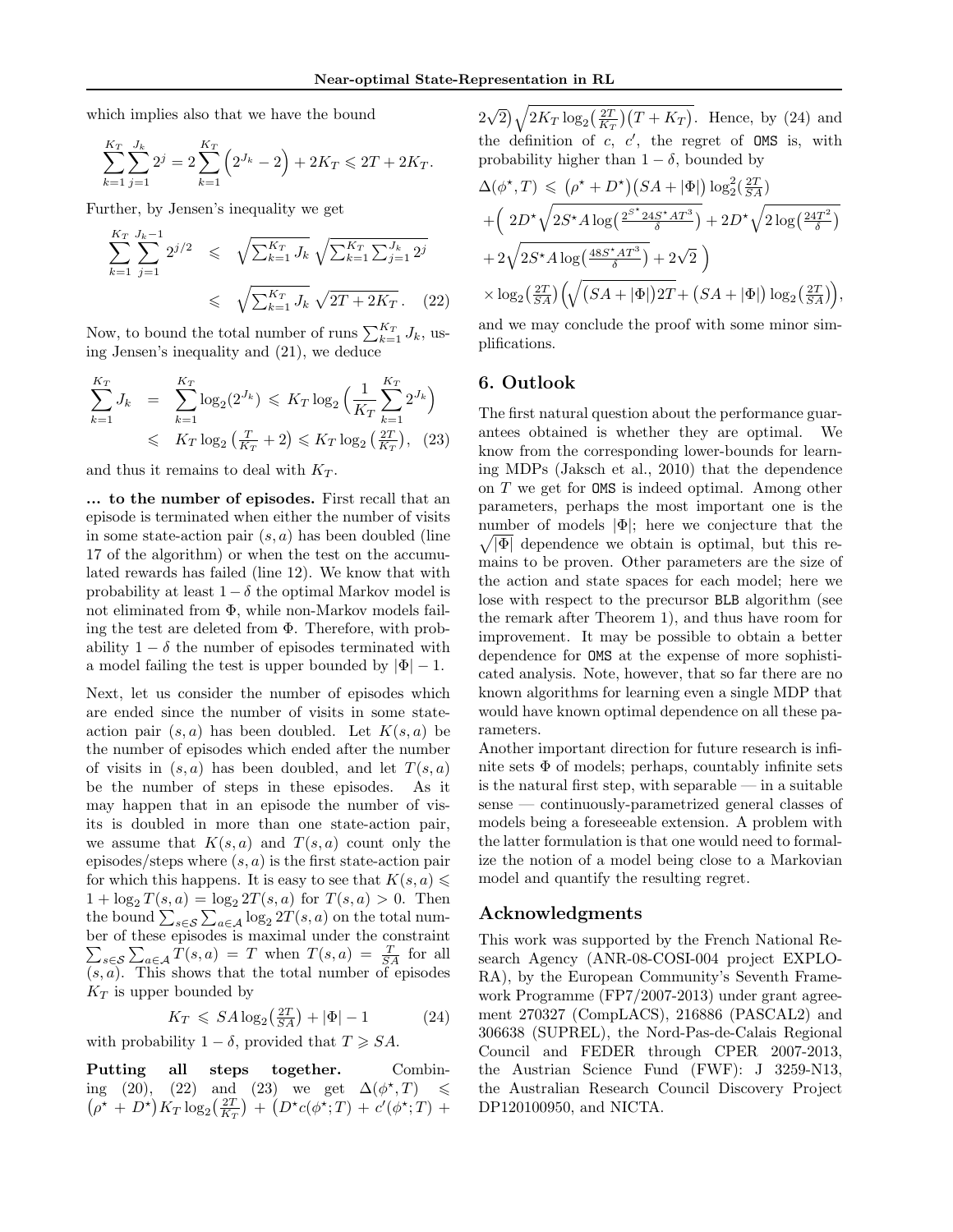which implies also that we have the bound

$$\sum_{k=1}^{K_T}\sum_{j=1}^{J_k} 2^j = 2\sum_{k=1}^{K_T}\Big(2^{J_k}-2\Big) + 2K_T \leqslant 2T + 2K_T.$$

Further, by Jensen's inequality we get

$$\begin{aligned}\sum_{k=1}^{K_T}\sum_{j=1}^{J_k-1} 2^{j/2} &\leqslant \sqrt{\textstyle\sum_{k=1}^{K_T} J_k}\,\sqrt{\textstyle\sum_{k=1}^{K_T}\sum_{j=1}^{J_k} 2^j} \\ &\leqslant \sqrt{\textstyle\sum_{k=1}^{K_T} J_k}\,\sqrt{2T+2K_T}\,. \quad (22)\end{aligned}$$

Now, to bound the total number of runs $\sum_{k=1}^{K_T} J_k$, using Jensen's inequality and (21), we deduce

$$\begin{aligned}\sum_{k=1}^{K_T} J_k &= \sum_{k=1}^{K_T}\log_2(2^{J_k}) \leqslant K_T\log_2\Big(\frac{1}{K_T}\sum_{k=1}^{K_T}2^{J_k}\Big) \\ &\leqslant K_T\log_2\big(\tfrac{T}{K_T}+2\big) \leqslant K_T\log_2\big(\tfrac{2T}{K_T}\big), \quad (23)\end{aligned}$$

and thus it remains to deal with $K_T$.

**... to the number of episodes.** First recall that an episode is terminated when either the number of visits in some state-action pair $(s,a)$ has been doubled (line 17 of the algorithm) or when the test on the accumulated rewards has failed (line 12). We know that with probability at least $1-\delta$ the optimal Markov model is not eliminated from $\Phi$, while non-Markov models failing the test are deleted from $\Phi$. Therefore, with probability $1-\delta$ the number of episodes terminated with a model failing the test is upper bounded by $|\Phi|-1$.

Next, let us consider the number of episodes which are ended since the number of visits in some state-action pair $(s,a)$ has been doubled. Let $K(s,a)$ be the number of episodes which ended after the number of visits in $(s,a)$ has been doubled, and let $T(s,a)$ be the number of steps in these episodes. As it may happen that in an episode the number of visits is doubled in more than one state-action pair, we assume that $K(s,a)$ and $T(s,a)$ count only the episodes/steps where $(s,a)$ is the first state-action pair for which this happens. It is easy to see that $K(s,a) \leqslant 1+\log_2 T(s,a) = \log_2 2T(s,a)$ for $T(s,a)>0$. Then the bound $\sum_{s\in\mathcal{S}}\sum_{a\in\mathcal{A}}\log_2 2T(s,a)$ on the total number of these episodes is maximal under the constraint $\sum_{s\in\mathcal{S}}\sum_{a\in\mathcal{A}}T(s,a) = T$ when $T(s,a)=\frac{T}{SA}$ for all $(s,a)$. This shows that the total number of episodes $K_T$ is upper bounded by

$$K_T \leqslant SA\log_2\big(\tfrac{2T}{SA}\big) + |\Phi| - 1 \quad (24)$$

with probability $1-\delta$, provided that $T \geqslant SA$.

**Putting all steps together.** Combining (20), (22) and (23) we get $\Delta(\phi^\star,T) \leqslant \big(\rho^\star + D^\star\big)K_T\log_2\big(\frac{2T}{K_T}\big) + \big(D^\star c(\phi^\star;T) + c'(\phi^\star;T) + 2\sqrt{2}\big)\sqrt{2K_T\log_2\big(\frac{2T}{K_T}\big)\big(T+K_T\big)}$. Hence, by (24) and the definition of $c$, $c'$, the regret of OMS is, with probability higher than $1-\delta$, bounded by

$$\begin{aligned}\Delta(\phi^\star,T) &\leqslant \big(\rho^\star + D^\star\big)\big(SA+|\Phi|\big)\log_2^2\big(\tfrac{2T}{SA}\big) \\ &+\Big(\, 2D^\star\sqrt{2S^\star A\log\big(\tfrac{2^{S^\star}24S^\star AT^3}{\delta}\big)} + 2D^\star\sqrt{2\log\big(\tfrac{24T^2}{\delta}\big)} \\ &+ 2\sqrt{2S^\star A\log\big(\tfrac{48S^\star AT^3}{\delta}\big)} + 2\sqrt{2}\,\Big) \\ &\times\log_2\big(\tfrac{2T}{SA}\big)\Big(\sqrt{\big(SA+|\Phi|\big)2T} + \big(SA+|\Phi|\big)\log_2\big(\tfrac{2T}{SA}\big)\Big),\end{aligned}$$

and we may conclude the proof with some minor simplifications.

## 6. Outlook

The first natural question about the performance guarantees obtained is whether they are optimal. We know from the corresponding lower-bounds for learning MDPs (Jaksch et al., 2010) that the dependence on $T$ we get for OMS is indeed optimal. Among other parameters, perhaps the most important one is the number of models $|\Phi|$; here we conjecture that the $\sqrt{|\Phi|}$ dependence we obtain is optimal, but this remains to be proven. Other parameters are the size of the action and state spaces for each model; here we lose with respect to the precursor BLB algorithm (see the remark after Theorem 1), and thus have room for improvement. It may be possible to obtain a better dependence for OMS at the expense of more sophisticated analysis. Note, however, that so far there are no known algorithms for learning even a single MDP that would have known optimal dependence on all these parameters.

Another important direction for future research is infinite sets $\Phi$ of models; perhaps, countably infinite sets is the natural first step, with separable — in a suitable sense — continuously-parametrized general classes of models being a foreseeable extension. A problem with the latter formulation is that one would need to formalize the notion of a model being close to a Markovian model and quantify the resulting regret.

## Acknowledgments

This work was supported by the French National Research Agency (ANR-08-COSI-004 project EXPLO-RA), by the European Community's Seventh Framework Programme (FP7/2007-2013) under grant agreement 270327 (CompLACS), 216886 (PASCAL2) and 306638 (SUPREL), the Nord-Pas-de-Calais Regional Council and FEDER through CPER 2007-2013, the Austrian Science Fund (FWF): J 3259-N13, the Australian Research Council Discovery Project DP120100950, and NICTA.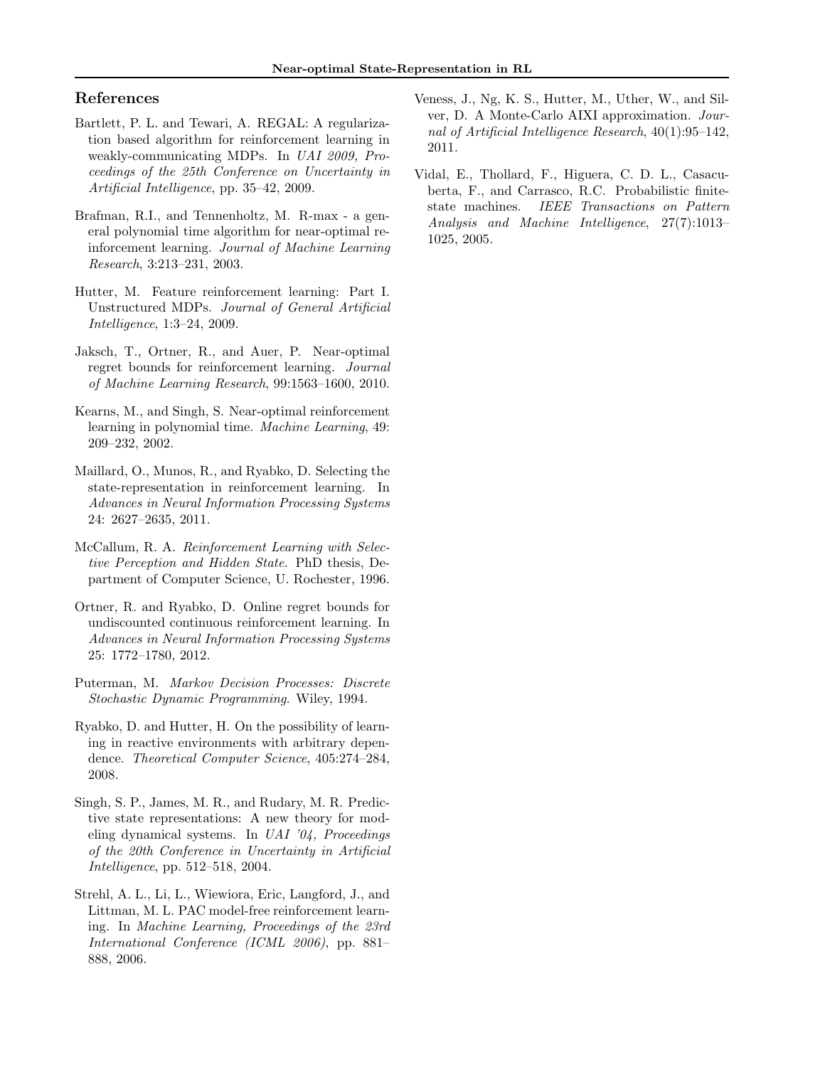## References

Bartlett, P. L. and Tewari, A. REGAL: A regularization based algorithm for reinforcement learning in weakly-communicating MDPs. In *UAI 2009, Proceedings of the 25th Conference on Uncertainty in Artificial Intelligence*, pp. 35–42, 2009.

Brafman, R.I., and Tennenholtz, M. R-max - a general polynomial time algorithm for near-optimal reinforcement learning. *Journal of Machine Learning Research*, 3:213–231, 2003.

Hutter, M. Feature reinforcement learning: Part I. Unstructured MDPs. *Journal of General Artificial Intelligence*, 1:3–24, 2009.

Jaksch, T., Ortner, R., and Auer, P. Near-optimal regret bounds for reinforcement learning. *Journal of Machine Learning Research*, 99:1563–1600, 2010.

Kearns, M., and Singh, S. Near-optimal reinforcement learning in polynomial time. *Machine Learning*, 49: 209–232, 2002.

Maillard, O., Munos, R., and Ryabko, D. Selecting the state-representation in reinforcement learning. In *Advances in Neural Information Processing Systems* 24: 2627–2635, 2011.

McCallum, R. A. *Reinforcement Learning with Selective Perception and Hidden State*. PhD thesis, Department of Computer Science, U. Rochester, 1996.

Ortner, R. and Ryabko, D. Online regret bounds for undiscounted continuous reinforcement learning. In *Advances in Neural Information Processing Systems* 25: 1772–1780, 2012.

Puterman, M. *Markov Decision Processes: Discrete Stochastic Dynamic Programming*. Wiley, 1994.

Ryabko, D. and Hutter, H. On the possibility of learning in reactive environments with arbitrary dependence. *Theoretical Computer Science*, 405:274–284, 2008.

Singh, S. P., James, M. R., and Rudary, M. R. Predictive state representations: A new theory for modeling dynamical systems. In *UAI '04, Proceedings of the 20th Conference in Uncertainty in Artificial Intelligence*, pp. 512–518, 2004.

Strehl, A. L., Li, L., Wiewiora, Eric, Langford, J., and Littman, M. L. PAC model-free reinforcement learning. In *Machine Learning, Proceedings of the 23rd International Conference (ICML 2006)*, pp. 881–888, 2006.

Veness, J., Ng, K. S., Hutter, M., Uther, W., and Silver, D. A Monte-Carlo AIXI approximation. *Journal of Artificial Intelligence Research*, 40(1):95–142, 2011.

Vidal, E., Thollard, F., Higuera, C. D. L., Casacuberta, F., and Carrasco, R.C. Probabilistic finite-state machines. *IEEE Transactions on Pattern Analysis and Machine Intelligence*, 27(7):1013–1025, 2005.